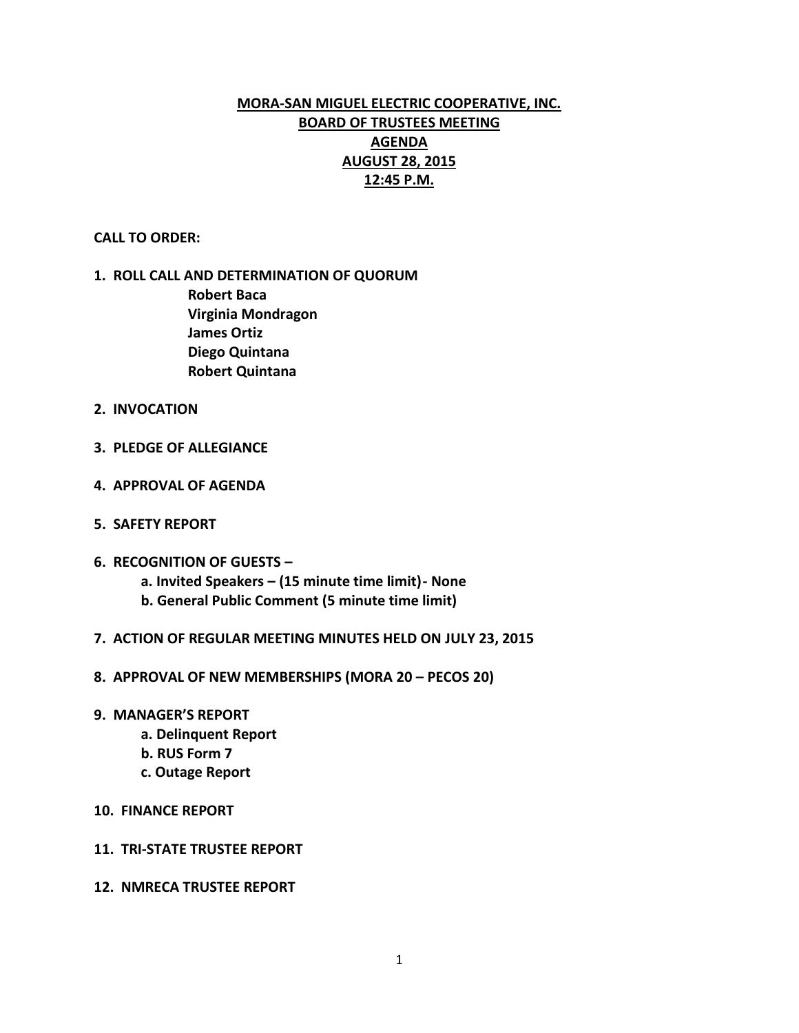# MORA-SAN MIGUEL ELECTRIC COOPERATIVE, INC.
## BOARD OF TRUSTEES MEETING
## AGENDA
## AUGUST 28, 2015
## 12:45 P.M.

**CALL TO ORDER:**

1. **ROLL CALL AND DETERMINATION OF QUORUM**
   - **Robert Baca**
   - **Virginia Mondragon**
   - **James Ortiz**
   - **Diego Quintana**
   - **Robert Quintana**

2. **INVOCATION**

3. **PLEDGE OF ALLEGIANCE**

4. **APPROVAL OF AGENDA**

5. **SAFETY REPORT**

6. **RECOGNITION OF GUESTS –**
   - **a. Invited Speakers – (15 minute time limit)- None**
   - **b. General Public Comment (5 minute time limit)**

7. **ACTION OF REGULAR MEETING MINUTES HELD ON JULY 23, 2015**

8. **APPROVAL OF NEW MEMBERSHIPS (MORA 20 – PECOS 20)**

9. **MANAGER'S REPORT**
   - **a. Delinquent Report**
   - **b. RUS Form 7**
   - **c. Outage Report**

10. **FINANCE REPORT**

11. **TRI-STATE TRUSTEE REPORT**

12. **NMRECA TRUSTEE REPORT**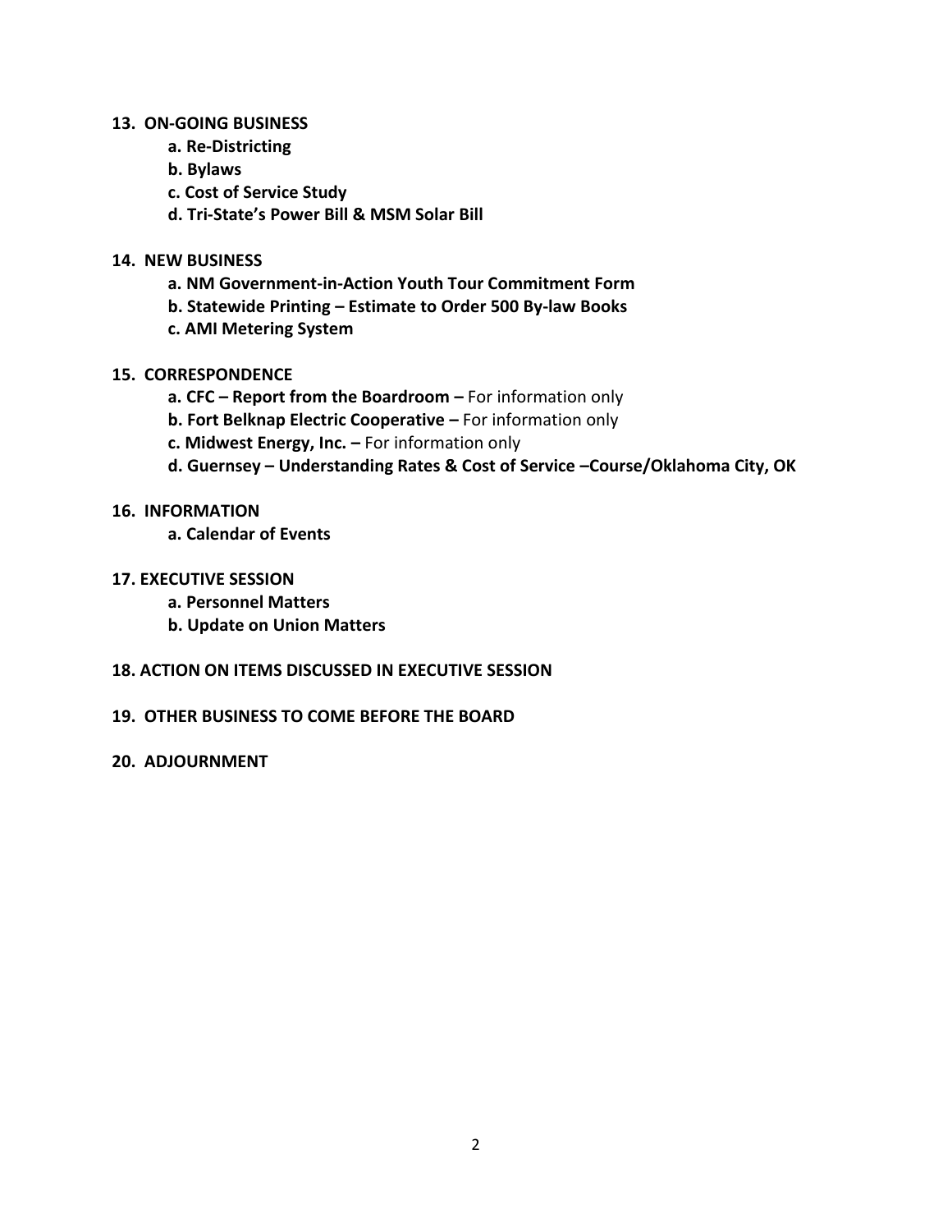**13. ON-GOING BUSINESS**

- **a. Re-Districting**
- **b. Bylaws**
- **c. Cost of Service Study**
- **d. Tri-State's Power Bill & MSM Solar Bill**

**14. NEW BUSINESS**

- **a. NM Government-in-Action Youth Tour Commitment Form**
- **b. Statewide Printing – Estimate to Order 500 By-law Books**
- **c. AMI Metering System**

**15. CORRESPONDENCE**

- **a. CFC – Report from the Boardroom –** For information only
- **b. Fort Belknap Electric Cooperative –** For information only
- **c. Midwest Energy, Inc. –** For information only
- **d. Guernsey – Understanding Rates & Cost of Service –Course/Oklahoma City, OK**

**16. INFORMATION**

- **a. Calendar of Events**

**17. EXECUTIVE SESSION**

- **a. Personnel Matters**
- **b. Update on Union Matters**

**18. ACTION ON ITEMS DISCUSSED IN EXECUTIVE SESSION**

**19. OTHER BUSINESS TO COME BEFORE THE BOARD**

**20. ADJOURNMENT**